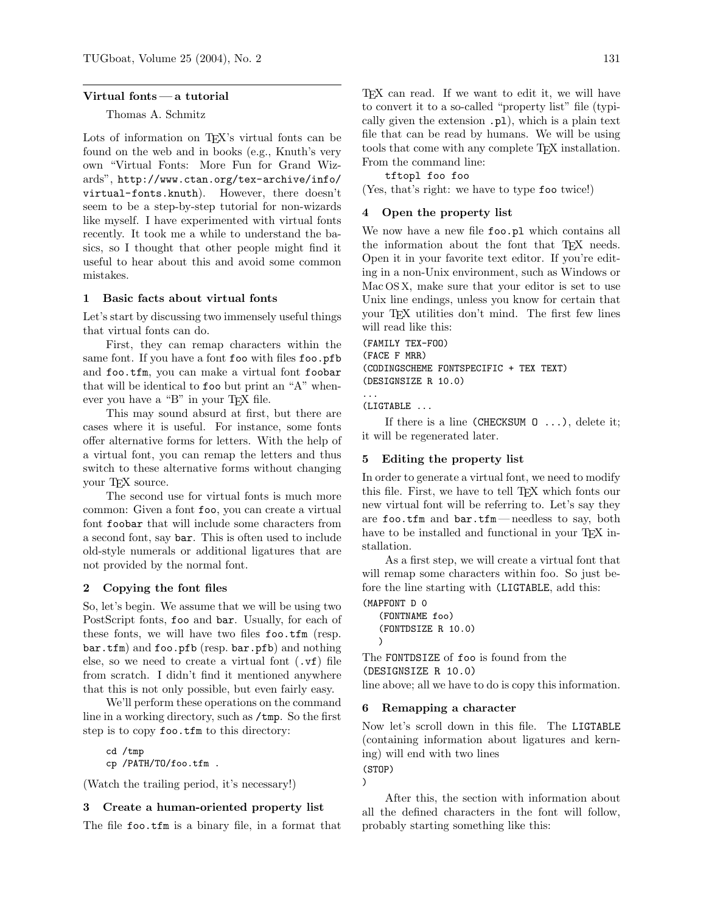## Virtual fonts — a tutorial

Thomas A. Schmitz

Lots of information on TeX's virtual fonts can be found on the web and in books (e.g., Knuth's very own "Virtual Fonts: More Fun for Grand Wizards", `http://www.ctan.org/tex-archive/info/virtual-fonts.knuth`). However, there doesn't seem to be a step-by-step tutorial for non-wizards like myself. I have experimented with virtual fonts recently. It took me a while to understand the basics, so I thought that other people might find it useful to hear about this and avoid some common mistakes.

### 1 Basic facts about virtual fonts

Let's start by discussing two immensely useful things that virtual fonts can do.

First, they can remap characters within the same font. If you have a font `foo` with files `foo.pfb` and `foo.tfm`, you can make a virtual font `foobar` that will be identical to `foo` but print an "A" whenever you have a "B" in your TeX file.

This may sound absurd at first, but there are cases where it is useful. For instance, some fonts offer alternative forms for letters. With the help of a virtual font, you can remap the letters and thus switch to these alternative forms without changing your TeX source.

The second use for virtual fonts is much more common: Given a font `foo`, you can create a virtual font `foobar` that will include some characters from a second font, say `bar`. This is often used to include old-style numerals or additional ligatures that are not provided by the normal font.

### 2 Copying the font files

So, let's begin. We assume that we will be using two PostScript fonts, `foo` and `bar`. Usually, for each of these fonts, we will have two files `foo.tfm` (resp. `bar.tfm`) and `foo.pfb` (resp. `bar.pfb`) and nothing else, so we need to create a virtual font (`.vf`) file from scratch. I didn't find it mentioned anywhere that this is not only possible, but even fairly easy.

We'll perform these operations on the command line in a working directory, such as `/tmp`. So the first step is to copy `foo.tfm` to this directory:

```
cd /tmp
cp /PATH/TO/foo.tfm .
```

(Watch the trailing period, it's necessary!)

### 3 Create a human-oriented property list

The file `foo.tfm` is a binary file, in a format that TeX can read. If we want to edit it, we will have to convert it to a so-called "property list" file (typically given the extension `.pl`), which is a plain text file that can be read by humans. We will be using tools that come with any complete TeX installation. From the command line:

```
tftopl foo foo
```

(Yes, that's right: we have to type `foo` twice!)

### 4 Open the property list

We now have a new file `foo.pl` which contains all the information about the font that TeX needs. Open it in your favorite text editor. If you're editing in a non-Unix environment, such as Windows or Mac OS X, make sure that your editor is set to use Unix line endings, unless you know for certain that your TeX utilities don't mind. The first few lines will read like this:

```
(FAMILY TEX-FOO)
(FACE F MRR)
(CODINGSCHEME FONTSPECIFIC + TEX TEXT)
(DESIGNSIZE R 10.0)
...
(LIGTABLE ...
```

If there is a line `(CHECKSUM O ...)`, delete it; it will be regenerated later.

### 5 Editing the property list

In order to generate a virtual font, we need to modify this file. First, we have to tell TeX which fonts our new virtual font will be referring to. Let's say they are `foo.tfm` and `bar.tfm` — needless to say, both have to be installed and functional in your TeX installation.

As a first step, we will create a virtual font that will remap some characters within foo. So just before the line starting with `(LIGTABLE`, add this:

```
(MAPFONT D 0
   (FONTNAME foo)
   (FONTDSIZE R 10.0)
   )
```

The `FONTDSIZE` of `foo` is found from the `(DESIGNSIZE R 10.0)` line above; all we have to do is copy this information.

### 6 Remapping a character

Now let's scroll down in this file. The `LIGTABLE` (containing information about ligatures and kerning) will end with two lines

```
(STOP)
)
```

After this, the section with information about all the defined characters in the font will follow, probably starting something like this: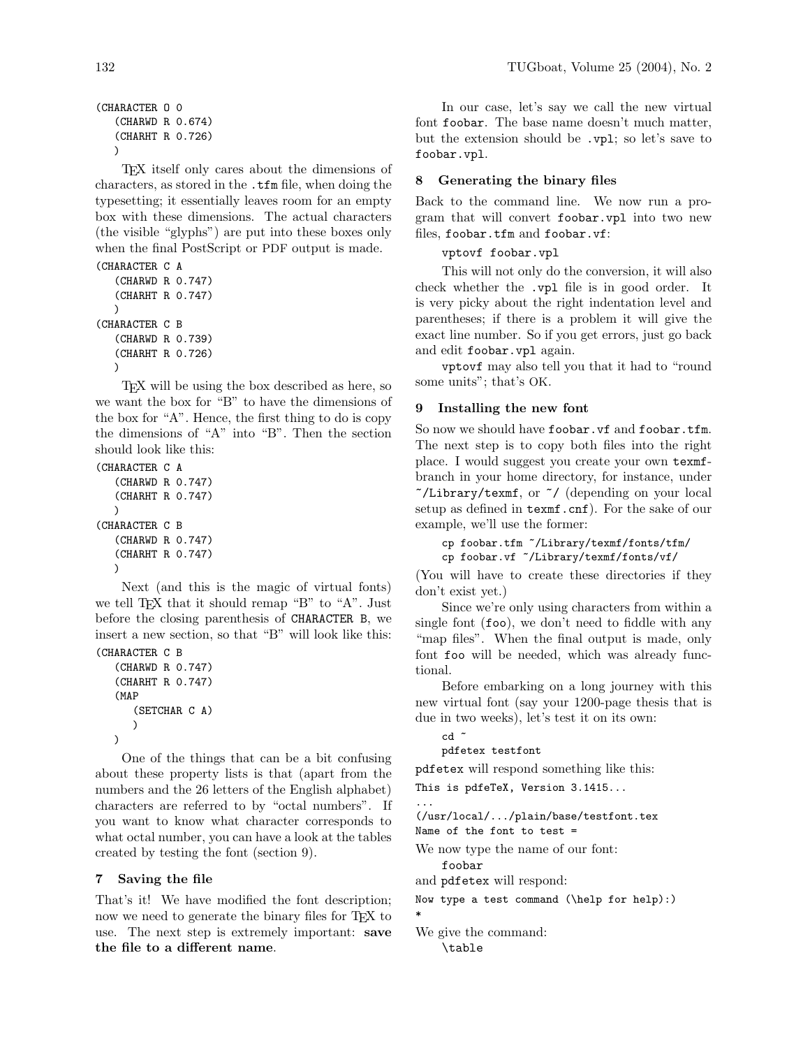```
(CHARACTER O 0
   (CHARWD R 0.674)
   (CHARHT R 0.726)
   )
```

TEX itself only cares about the dimensions of characters, as stored in the `.tfm` file, when doing the typesetting; it essentially leaves room for an empty box with these dimensions. The actual characters (the visible "glyphs") are put into these boxes only when the final PostScript or PDF output is made.

```
(CHARACTER C A
   (CHARWD R 0.747)
   (CHARHT R 0.747)
   )
(CHARACTER C B
   (CHARWD R 0.739)
   (CHARHT R 0.726)
   )
```

TEX will be using the box described as here, so we want the box for "B" to have the dimensions of the box for "A". Hence, the first thing to do is copy the dimensions of "A" into "B". Then the section should look like this:

```
(CHARACTER C A
   (CHARWD R 0.747)
   (CHARHT R 0.747)
   )
(CHARACTER C B
   (CHARWD R 0.747)
   (CHARHT R 0.747)
   )
```

Next (and this is the magic of virtual fonts) we tell TEX that it should remap "B" to "A". Just before the closing parenthesis of `CHARACTER B`, we insert a new section, so that "B" will look like this:

```
(CHARACTER C B
   (CHARWD R 0.747)
   (CHARHT R 0.747)
   (MAP
      (SETCHAR C A)
      )
   )
```

One of the things that can be a bit confusing about these property lists is that (apart from the numbers and the 26 letters of the English alphabet) characters are referred to by "octal numbers". If you want to know what character corresponds to what octal number, you can have a look at the tables created by testing the font (section 9).

## 7 Saving the file

That's it! We have modified the font description; now we need to generate the binary files for TEX to use. The next step is extremely important: **save the file to a different name**.

In our case, let's say we call the new virtual font `foobar`. The base name doesn't much matter, but the extension should be `.vpl`; so let's save to `foobar.vpl`.

## 8 Generating the binary files

Back to the command line. We now run a program that will convert `foobar.vpl` into two new files, `foobar.tfm` and `foobar.vf`:

```
vptovf foobar.vpl
```

This will not only do the conversion, it will also check whether the `.vpl` file is in good order. It is very picky about the right indentation level and parentheses; if there is a problem it will give the exact line number. So if you get errors, just go back and edit `foobar.vpl` again.

`vptovf` may also tell you that it had to "round some units"; that's OK.

## 9 Installing the new font

So now we should have `foobar.vf` and `foobar.tfm`. The next step is to copy both files into the right place. I would suggest you create your own `texmf`-branch in your home directory, for instance, under `~/Library/texmf`, or `~/` (depending on your local setup as defined in `texmf.cnf`). For the sake of our example, we'll use the former:

```
cp foobar.tfm ~/Library/texmf/fonts/tfm/
cp foobar.vf ~/Library/texmf/fonts/vf/
```

(You will have to create these directories if they don't exist yet.)

Since we're only using characters from within a single font (`foo`), we don't need to fiddle with any "map files". When the final output is made, only font `foo` will be needed, which was already functional.

Before embarking on a long journey with this new virtual font (say your 1200-page thesis that is due in two weeks), let's test it on its own:

```
cd ~
pdfetex testfont
```

`pdfetex` will respond something like this:

```
This is pdfeTeX, Version 3.1415...
...
(/usr/local/.../plain/base/testfont.tex
Name of the font to test =
```

We now type the name of our font:

```
foobar
```

and `pdfetex` will respond:

```
Now type a test command (\help for help):)
*
```

We give the command:

```
\table
```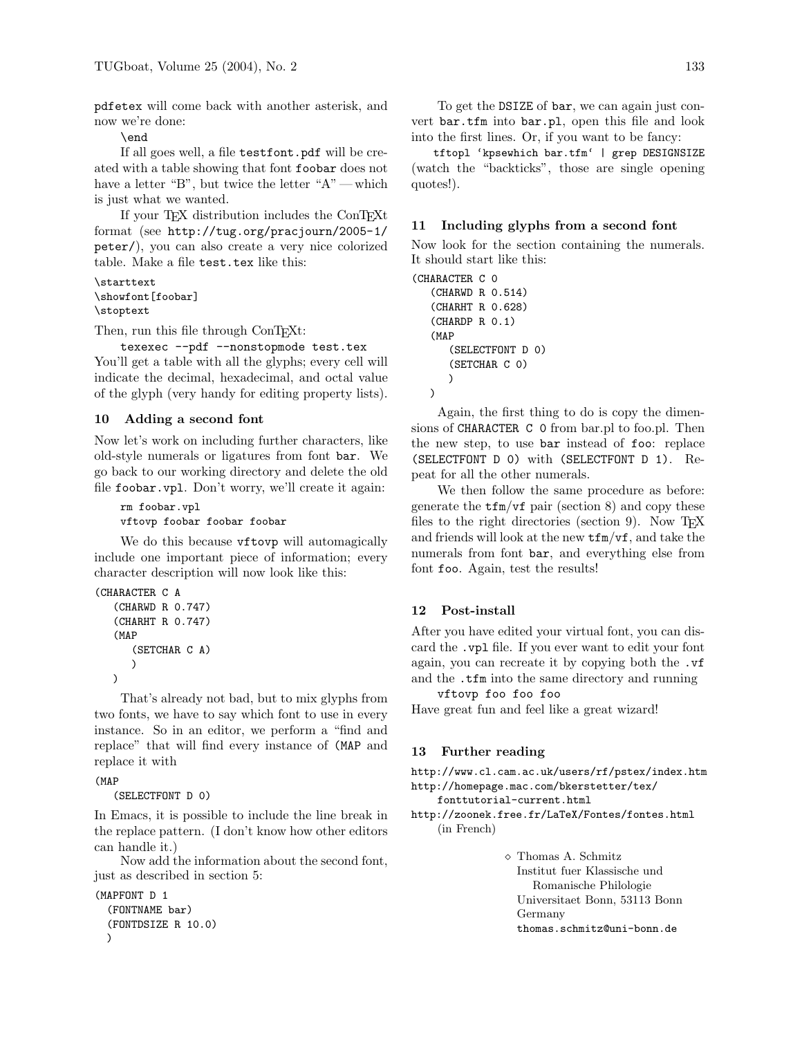pdfetex will come back with another asterisk, and now we're done:

```
\end
```

If all goes well, a file testfont.pdf will be created with a table showing that font foobar does not have a letter "B", but twice the letter "A" — which is just what we wanted.

If your TEX distribution includes the ConTEXt format (see http://tug.org/pracjourn/2005-1/peter/), you can also create a very nice colorized table. Make a file test.tex like this:

```
\starttext
\showfont[foobar]
\stoptext
```

Then, run this file through ConTEXt:

```
texexec --pdf --nonstopmode test.tex
```

You'll get a table with all the glyphs; every cell will indicate the decimal, hexadecimal, and octal value of the glyph (very handy for editing property lists).

## 10 Adding a second font

Now let's work on including further characters, like old-style numerals or ligatures from font bar. We go back to our working directory and delete the old file foobar.vpl. Don't worry, we'll create it again:

```
rm foobar.vpl
vftovp foobar foobar foobar
```

We do this because vftovp will automagically include one important piece of information; every character description will now look like this:

```
(CHARACTER C A
   (CHARWD R 0.747)
   (CHARHT R 0.747)
   (MAP
      (SETCHAR C A)
      )
   )
```

That's already not bad, but to mix glyphs from two fonts, we have to say which font to use in every instance. So in an editor, we perform a "find and replace" that will find every instance of (MAP and replace it with

```
(MAP
   (SELECTFONT D 0)
```

In Emacs, it is possible to include the line break in the replace pattern. (I don't know how other editors can handle it.)

Now add the information about the second font, just as described in section 5:

```
(MAPFONT D 1
  (FONTNAME bar)
  (FONTDSIZE R 10.0)
  )
```

To get the DSIZE of bar, we can again just convert bar.tfm into bar.pl, open this file and look into the first lines. Or, if you want to be fancy:

```
tftopl `kpsewhich bar.tfm` | grep DESIGNSIZE
```

(watch the "backticks", those are single opening quotes!).

## 11 Including glyphs from a second font

Now look for the section containing the numerals. It should start like this:

```
(CHARACTER C 0
   (CHARWD R 0.514)
   (CHARHT R 0.628)
   (CHARDP R 0.1)
   (MAP
      (SELECTFONT D 0)
      (SETCHAR C 0)
      )
   )
```

Again, the first thing to do is copy the dimensions of CHARACTER C 0 from bar.pl to foo.pl. Then the new step, to use bar instead of foo: replace (SELECTFONT D 0) with (SELECTFONT D 1). Repeat for all the other numerals.

We then follow the same procedure as before: generate the tfm/vf pair (section 8) and copy these files to the right directories (section 9). Now TEX and friends will look at the new tfm/vf, and take the numerals from font bar, and everything else from font foo. Again, test the results!

## 12 Post-install

After you have edited your virtual font, you can discard the .vpl file. If you ever want to edit your font again, you can recreate it by copying both the .vf and the .tfm into the same directory and running

```
vftovp foo foo foo
```

Have great fun and feel like a great wizard!

## 13 Further reading

http://www.cl.cam.ac.uk/users/rf/pstex/index.htm
http://homepage.mac.com/bkerstetter/tex/fonttutorial-current.html
http://zoonek.free.fr/LaTeX/Fontes/fontes.html (in French)

◇ Thomas A. Schmitz
Institut fuer Klassische und Romanische Philologie
Universitaet Bonn, 53113 Bonn
Germany
thomas.schmitz@uni-bonn.de